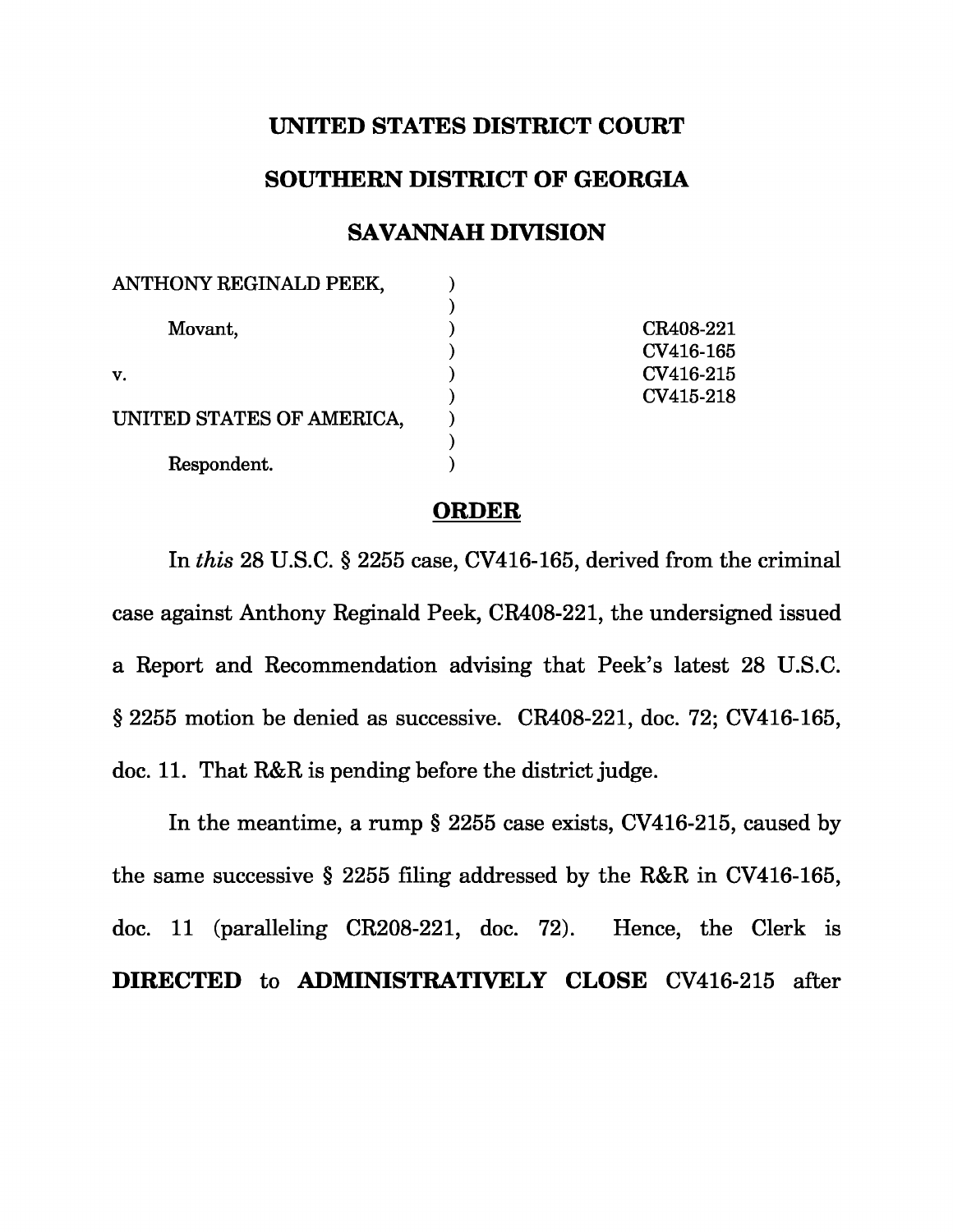**UNITED STATES DISTRICT COURT**

**SOUTHERN DISTRICT OF GEORGIA**

**SAVANNAH DIVISION**

| | | |
|---|---|---|
| ANTHONY REGINALD PEEK, | ) | |
| | ) | |
| Movant, | ) | CR408-221 |
| | ) | CV416-165 |
| v. | ) | CV416-215 |
| | ) | CV415-218 |
| UNITED STATES OF AMERICA, | ) | |
| | ) | |
| Respondent. | ) | |

**ORDER**

In *this* 28 U.S.C. § 2255 case, CV416-165, derived from the criminal case against Anthony Reginald Peek, CR408-221, the undersigned issued a Report and Recommendation advising that Peek's latest 28 U.S.C. § 2255 motion be denied as successive. CR408-221, doc. 72; CV416-165, doc. 11. That R&R is pending before the district judge.

In the meantime, a rump § 2255 case exists, CV416-215, caused by the same successive § 2255 filing addressed by the R&R in CV416-165, doc. 11 (paralleling CR208-221, doc. 72). Hence, the Clerk is **DIRECTED** to **ADMINISTRATIVELY CLOSE** CV416-215 after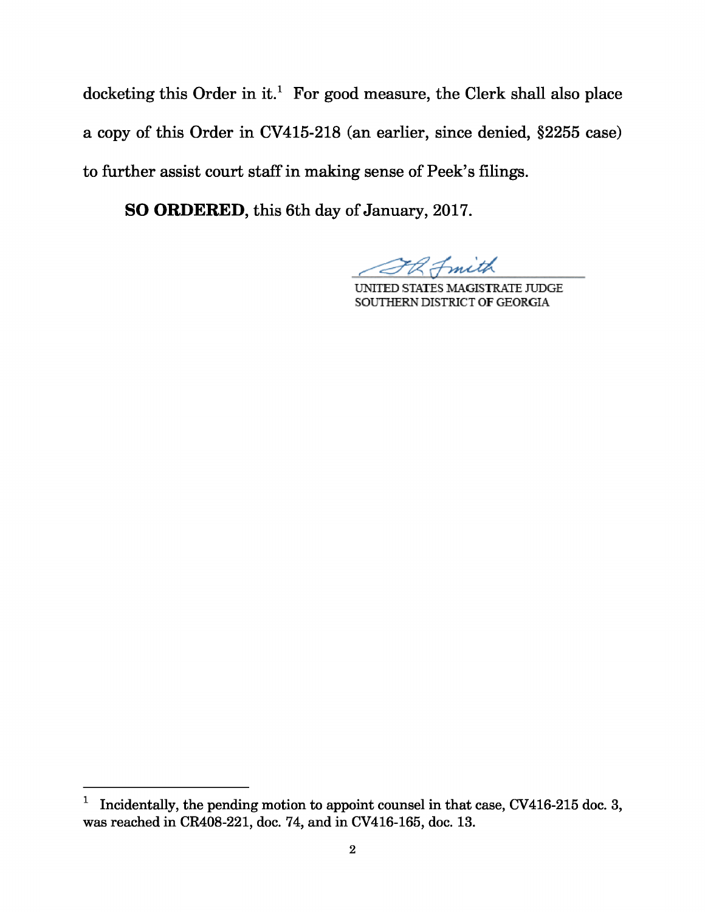docketing this Order in it.[1] For good measure, the Clerk shall also place a copy of this Order in CV415-218 (an earlier, since denied, §2255 case) to further assist court staff in making sense of Peek's filings.

**SO ORDERED**, this 6th day of January, 2017.

UNITED STATES MAGISTRATE JUDGE
SOUTHERN DISTRICT OF GEORGIA

---

[1] Incidentally, the pending motion to appoint counsel in that case, CV416-215 doc. 3, was reached in CR408-221, doc. 74, and in CV416-165, doc. 13.